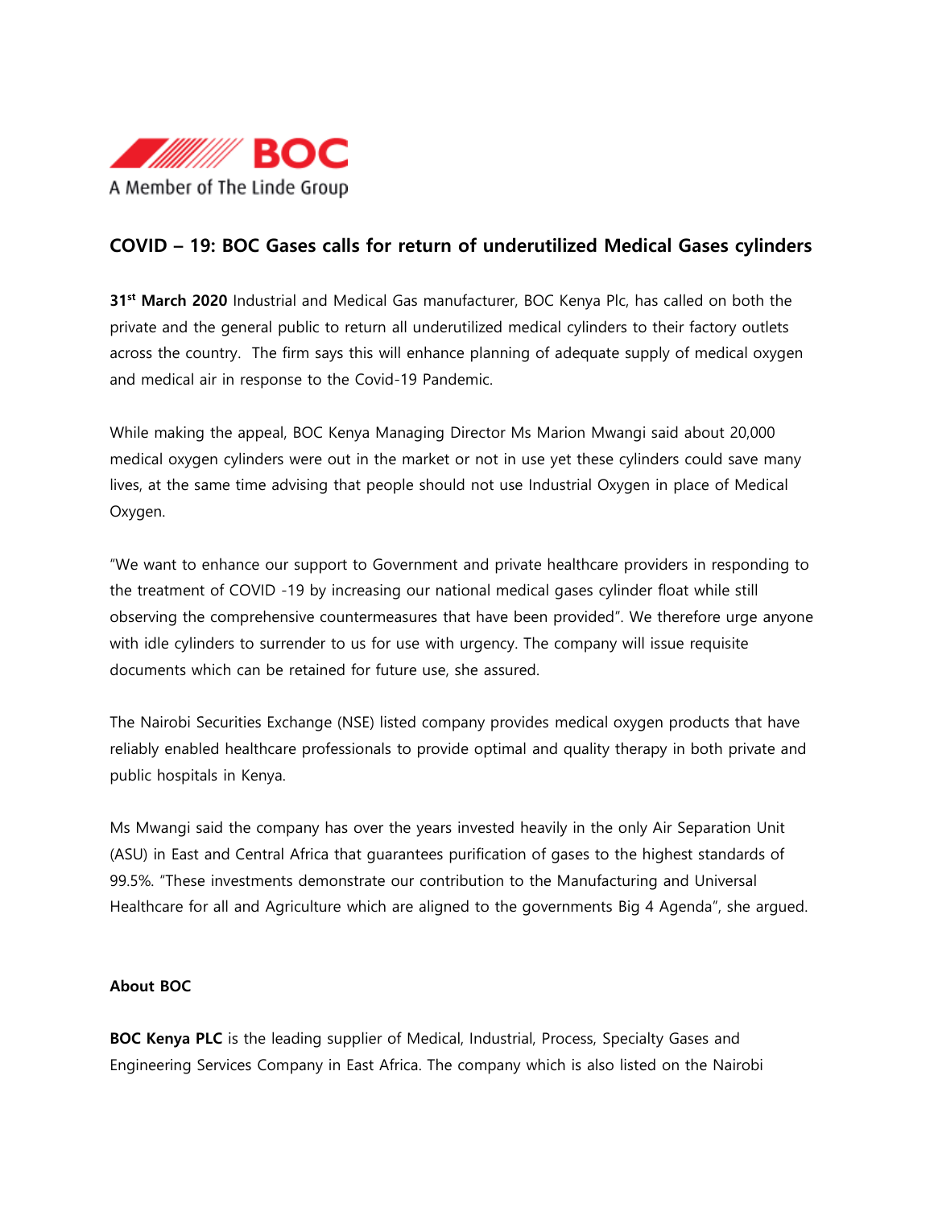BOC

A Member of The Linde Group

## COVID – 19: BOC Gases calls for return of underutilized Medical Gases cylinders

**31st March 2020** Industrial and Medical Gas manufacturer, BOC Kenya Plc, has called on both the private and the general public to return all underutilized medical cylinders to their factory outlets across the country. The firm says this will enhance planning of adequate supply of medical oxygen and medical air in response to the Covid-19 Pandemic.

While making the appeal, BOC Kenya Managing Director Ms Marion Mwangi said about 20,000 medical oxygen cylinders were out in the market or not in use yet these cylinders could save many lives, at the same time advising that people should not use Industrial Oxygen in place of Medical Oxygen.

"We want to enhance our support to Government and private healthcare providers in responding to the treatment of COVID -19 by increasing our national medical gases cylinder float while still observing the comprehensive countermeasures that have been provided". We therefore urge anyone with idle cylinders to surrender to us for use with urgency. The company will issue requisite documents which can be retained for future use, she assured.

The Nairobi Securities Exchange (NSE) listed company provides medical oxygen products that have reliably enabled healthcare professionals to provide optimal and quality therapy in both private and public hospitals in Kenya.

Ms Mwangi said the company has over the years invested heavily in the only Air Separation Unit (ASU) in East and Central Africa that guarantees purification of gases to the highest standards of 99.5%. "These investments demonstrate our contribution to the Manufacturing and Universal Healthcare for all and Agriculture which are aligned to the governments Big 4 Agenda", she argued.

**About BOC**

**BOC Kenya PLC** is the leading supplier of Medical, Industrial, Process, Specialty Gases and Engineering Services Company in East Africa. The company which is also listed on the Nairobi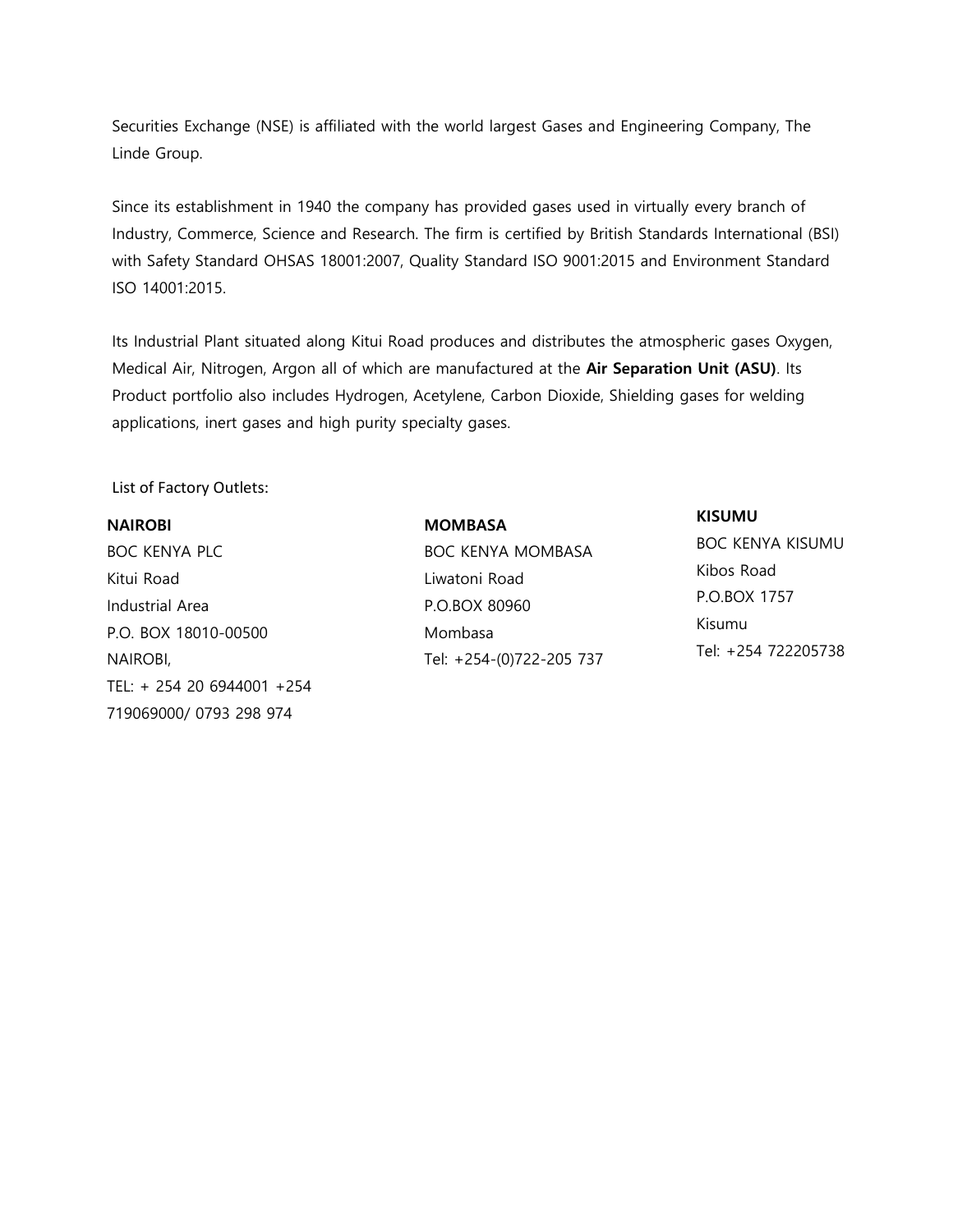Securities Exchange (NSE) is affiliated with the world largest Gases and Engineering Company, The Linde Group.

Since its establishment in 1940 the company has provided gases used in virtually every branch of Industry, Commerce, Science and Research. The firm is certified by British Standards International (BSI) with Safety Standard OHSAS 18001:2007, Quality Standard ISO 9001:2015 and Environment Standard ISO 14001:2015.

Its Industrial Plant situated along Kitui Road produces and distributes the atmospheric gases Oxygen, Medical Air, Nitrogen, Argon all of which are manufactured at the **Air Separation Unit (ASU)**. Its Product portfolio also includes Hydrogen, Acetylene, Carbon Dioxide, Shielding gases for welding applications, inert gases and high purity specialty gases.

List of Factory Outlets:

**NAIROBI**
BOC KENYA PLC
Kitui Road
Industrial Area
P.O. BOX 18010-00500
NAIROBI,
TEL: + 254 20 6944001 +254 719069000/ 0793 298 974

**MOMBASA**
BOC KENYA MOMBASA
Liwatoni Road
P.O.BOX 80960
Mombasa
Tel: +254-(0)722-205 737

**KISUMU**
BOC KENYA KISUMU
Kibos Road
P.O.BOX 1757
Kisumu
Tel: +254 722205738